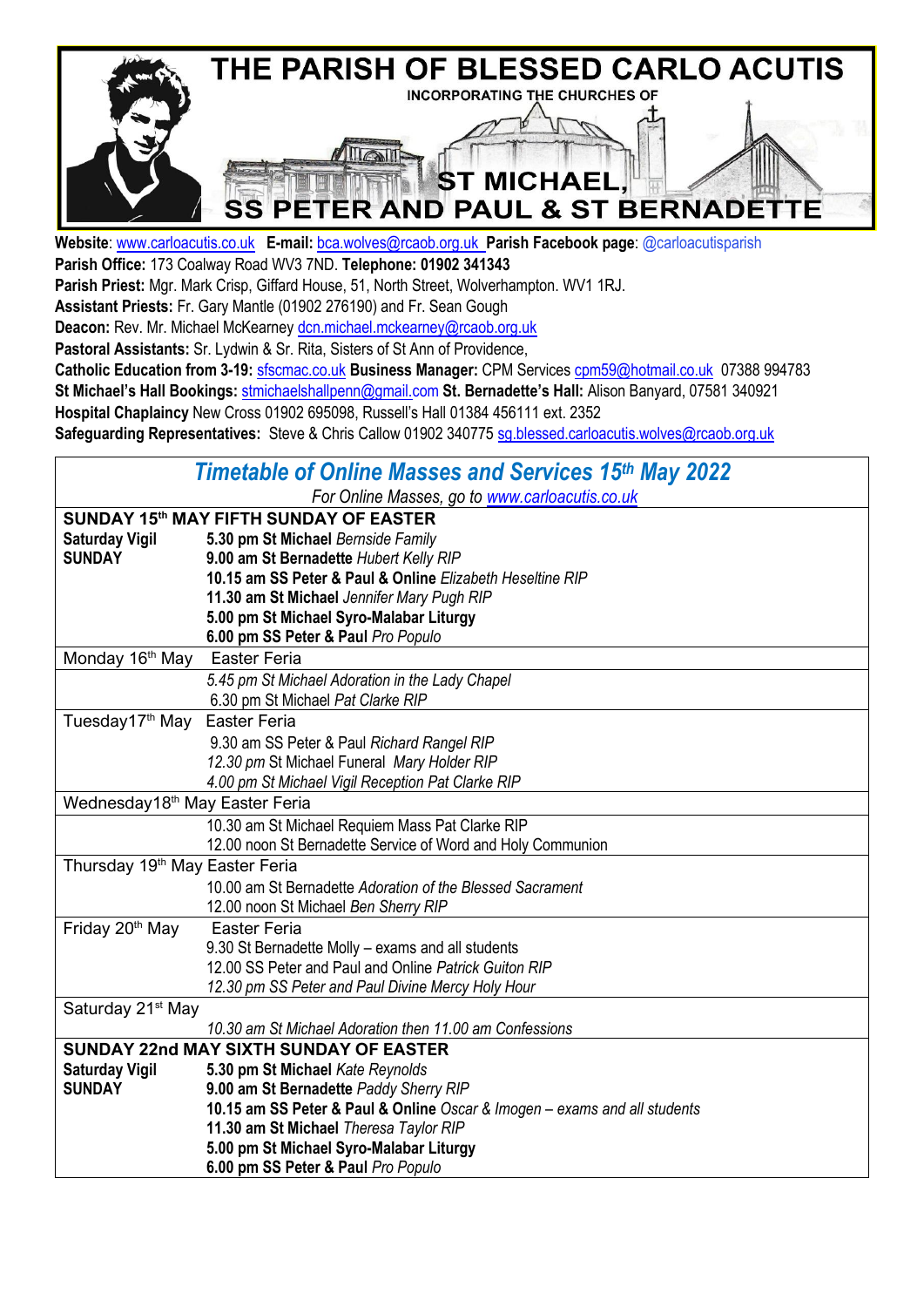# THE PARISH OF BLESSED CARLO ACUTIS

INCORPORATING THE CHURCHES OF

## ST MICHAEL, SS PETER AND PAUL & ST BERNADETTE

**Website**: www.carloacutis.co.uk **E-mail:** bca.wolves@rcaob.org.uk **Parish Facebook page**: @carloacutisparish
**Parish Office:** 173 Coalway Road WV3 7ND. **Telephone: 01902 341343**
**Parish Priest:** Mgr. Mark Crisp, Giffard House, 51, North Street, Wolverhampton. WV1 1RJ.
**Assistant Priests:** Fr. Gary Mantle (01902 276190) and Fr. Sean Gough
**Deacon:** Rev. Mr. Michael McKearney dcn.michael.mckearney@rcaob.org.uk
**Pastoral Assistants:** Sr. Lydwin & Sr. Rita, Sisters of St Ann of Providence,
**Catholic Education from 3-19:** sfscmac.co.uk **Business Manager:** CPM Services cpm59@hotmail.co.uk 07388 994783
**St Michael's Hall Bookings:** stmichaelshallpenn@gmail.com **St. Bernadette's Hall:** Alison Banyard, 07581 340921
**Hospital Chaplaincy** New Cross 01902 695098, Russell's Hall 01384 456111 ext. 2352
**Safeguarding Representatives:** Steve & Chris Callow 01902 340775 sg.blessed.carloacutis.wolves@rcaob.org.uk

## *Timetable of Online Masses and Services 15th May 2022*

*For Online Masses, go to www.carloacutis.co.uk*

| | |
|---|---|
| **SUNDAY 15th MAY FIFTH SUNDAY OF EASTER** | |
| **Saturday Vigil** | **5.30 pm St Michael** *Bernside Family* |
| **SUNDAY** | **9.00 am St Bernadette** *Hubert Kelly RIP* |
| | **10.15 am SS Peter & Paul & Online** *Elizabeth Heseltine RIP* |
| | **11.30 am St Michael** *Jennifer Mary Pugh RIP* |
| | **5.00 pm St Michael Syro-Malabar Liturgy** |
| | **6.00 pm SS Peter & Paul** *Pro Populo* |
| Monday 16th May | Easter Feria |
| | *5.45 pm St Michael Adoration in the Lady Chapel* |
| | 6.30 pm St Michael *Pat Clarke RIP* |
| Tuesday17th May | Easter Feria |
| | 9.30 am SS Peter & Paul *Richard Rangel RIP* |
| | *12.30 pm* St Michael Funeral *Mary Holder RIP* |
| | *4.00 pm St Michael Vigil Reception Pat Clarke RIP* |
| Wednesday18th May Easter Feria | |
| | 10.30 am St Michael Requiem Mass Pat Clarke RIP |
| | 12.00 noon St Bernadette Service of Word and Holy Communion |
| Thursday 19th May Easter Feria | |
| | 10.00 am St Bernadette *Adoration of the Blessed Sacrament* |
| | 12.00 noon St Michael *Ben Sherry RIP* |
| Friday 20th May | Easter Feria |
| | 9.30 St Bernadette Molly – exams and all students |
| | 12.00 SS Peter and Paul and Online *Patrick Guiton RIP* |
| | *12.30 pm SS Peter and Paul Divine Mercy Holy Hour* |
| Saturday 21st May | |
| | *10.30 am St Michael Adoration then 11.00 am Confessions* |
| **SUNDAY 22nd MAY SIXTH SUNDAY OF EASTER** | |
| **Saturday Vigil** | **5.30 pm St Michael** *Kate Reynolds* |
| **SUNDAY** | **9.00 am St Bernadette** *Paddy Sherry RIP* |
| | **10.15 am SS Peter & Paul & Online** *Oscar & Imogen – exams and all students* |
| | **11.30 am St Michael** *Theresa Taylor RIP* |
| | **5.00 pm St Michael Syro-Malabar Liturgy** |
| | **6.00 pm SS Peter & Paul** *Pro Populo* |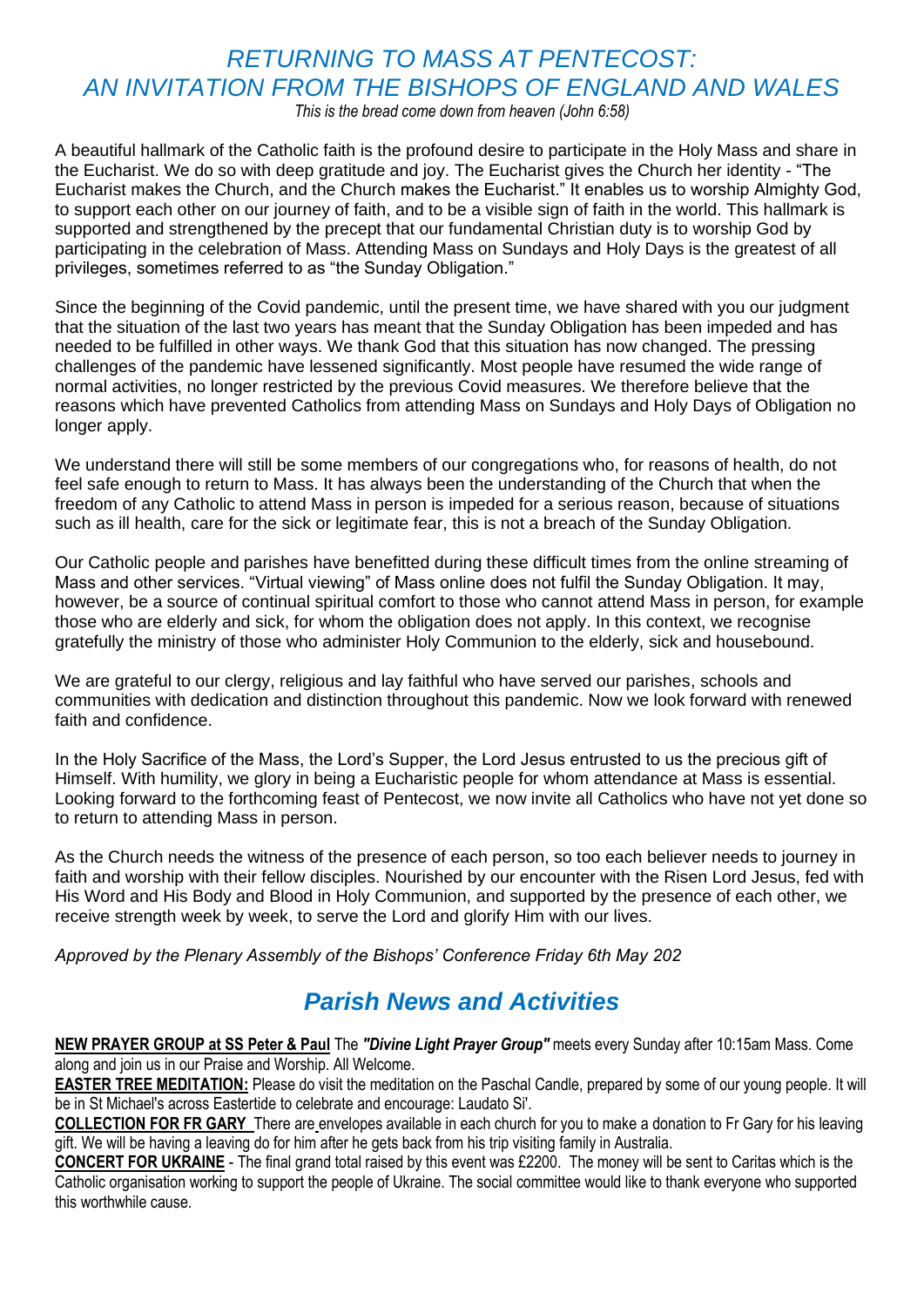# *RETURNING TO MASS AT PENTECOST: AN INVITATION FROM THE BISHOPS OF ENGLAND AND WALES*

*This is the bread come down from heaven (John 6:58)*

A beautiful hallmark of the Catholic faith is the profound desire to participate in the Holy Mass and share in the Eucharist. We do so with deep gratitude and joy. The Eucharist gives the Church her identity - "The Eucharist makes the Church, and the Church makes the Eucharist." It enables us to worship Almighty God, to support each other on our journey of faith, and to be a visible sign of faith in the world. This hallmark is supported and strengthened by the precept that our fundamental Christian duty is to worship God by participating in the celebration of Mass. Attending Mass on Sundays and Holy Days is the greatest of all privileges, sometimes referred to as "the Sunday Obligation."

Since the beginning of the Covid pandemic, until the present time, we have shared with you our judgment that the situation of the last two years has meant that the Sunday Obligation has been impeded and has needed to be fulfilled in other ways. We thank God that this situation has now changed. The pressing challenges of the pandemic have lessened significantly. Most people have resumed the wide range of normal activities, no longer restricted by the previous Covid measures. We therefore believe that the reasons which have prevented Catholics from attending Mass on Sundays and Holy Days of Obligation no longer apply.

We understand there will still be some members of our congregations who, for reasons of health, do not feel safe enough to return to Mass. It has always been the understanding of the Church that when the freedom of any Catholic to attend Mass in person is impeded for a serious reason, because of situations such as ill health, care for the sick or legitimate fear, this is not a breach of the Sunday Obligation.

Our Catholic people and parishes have benefitted during these difficult times from the online streaming of Mass and other services. "Virtual viewing" of Mass online does not fulfil the Sunday Obligation. It may, however, be a source of continual spiritual comfort to those who cannot attend Mass in person, for example those who are elderly and sick, for whom the obligation does not apply. In this context, we recognise gratefully the ministry of those who administer Holy Communion to the elderly, sick and housebound.

We are grateful to our clergy, religious and lay faithful who have served our parishes, schools and communities with dedication and distinction throughout this pandemic. Now we look forward with renewed faith and confidence.

In the Holy Sacrifice of the Mass, the Lord's Supper, the Lord Jesus entrusted to us the precious gift of Himself. With humility, we glory in being a Eucharistic people for whom attendance at Mass is essential. Looking forward to the forthcoming feast of Pentecost, we now invite all Catholics who have not yet done so to return to attending Mass in person.

As the Church needs the witness of the presence of each person, so too each believer needs to journey in faith and worship with their fellow disciples. Nourished by our encounter with the Risen Lord Jesus, fed with His Word and His Body and Blood in Holy Communion, and supported by the presence of each other, we receive strength week by week, to serve the Lord and glorify Him with our lives.

*Approved by the Plenary Assembly of the Bishops' Conference Friday 6th May 202*

## *Parish News and Activities*

**NEW PRAYER GROUP at SS Peter & Paul** The ***"Divine Light Prayer Group"*** meets every Sunday after 10:15am Mass. Come along and join us in our Praise and Worship. All Welcome.

**EASTER TREE MEDITATION:** Please do visit the meditation on the Paschal Candle, prepared by some of our young people. It will be in St Michael's across Eastertide to celebrate and encourage: Laudato Si'.

**COLLECTION FOR FR GARY** There are envelopes available in each church for you to make a donation to Fr Gary for his leaving gift. We will be having a leaving do for him after he gets back from his trip visiting family in Australia.

**CONCERT FOR UKRAINE** - The final grand total raised by this event was £2200. The money will be sent to Caritas which is the Catholic organisation working to support the people of Ukraine. The social committee would like to thank everyone who supported this worthwhile cause.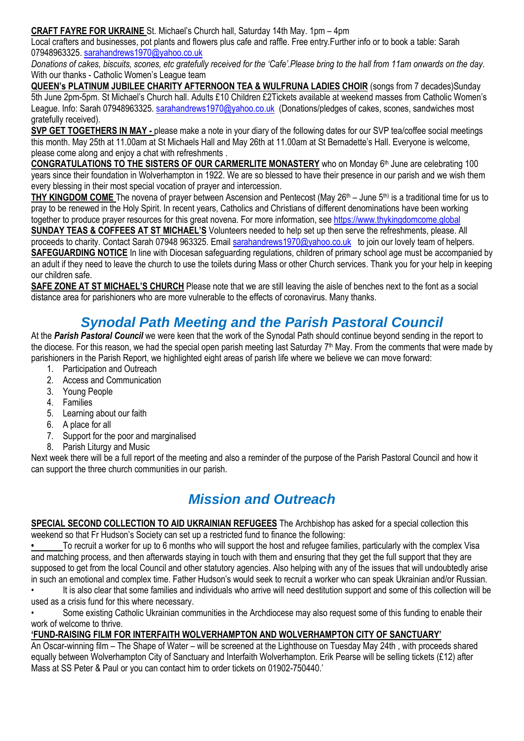**CRAFT FAYRE FOR UKRAINE** St. Michael's Church hall, Saturday 14th May. 1pm – 4pm

Local crafters and businesses, pot plants and flowers plus cafe and raffle. Free entry.Further info or to book a table: Sarah 07948963325. sarahandrews1970@yahoo.co.uk

*Donations of cakes, biscuits, scones, etc gratefully received for the 'Cafe'.Please bring to the hall from 11am onwards on the day.* With our thanks - Catholic Women's League team

**QUEEN's PLATINUM JUBILEE CHARITY AFTERNOON TEA & WULFRUNA LADIES CHOIR** (songs from 7 decades)Sunday 5th June 2pm-5pm. St Michael's Church hall. Adults £10 Children £2Tickets available at weekend masses from Catholic Women's League. Info: Sarah 07948963325. sarahandrews1970@yahoo.co.uk (Donations/pledges of cakes, scones, sandwiches most gratefully received).

**SVP GET TOGETHERS IN MAY -** please make a note in your diary of the following dates for our SVP tea/coffee social meetings this month. May 25th at 11.00am at St Michaels Hall and May 26th at 11.00am at St Bernadette's Hall. Everyone is welcome, please come along and enjoy a chat with refreshments .

**CONGRATULATIONS TO THE SISTERS OF OUR CARMERLITE MONASTERY** who on Monday 6th June are celebrating 100 years since their foundation in Wolverhampton in 1922. We are so blessed to have their presence in our parish and we wish them every blessing in their most special vocation of prayer and intercession.

**THY KINGDOM COME** The novena of prayer between Ascension and Pentecost (May 26th – June 5th) is a traditional time for us to pray to be renewed in the Holy Spirit. In recent years, Catholics and Christians of different denominations have been working together to produce prayer resources for this great novena. For more information, see https://www.thykingdomcome.global

**SUNDAY TEAS & COFFEES AT ST MICHAEL'S** Volunteers needed to help set up then serve the refreshments, please. All proceeds to charity. Contact Sarah 07948 963325. Email sarahandrews1970@yahoo.co.uk to join our lovely team of helpers.

**SAFEGUARDING NOTICE** In line with Diocesan safeguarding regulations, children of primary school age must be accompanied by an adult if they need to leave the church to use the toilets during Mass or other Church services. Thank you for your help in keeping our children safe.

**SAFE ZONE AT ST MICHAEL'S CHURCH** Please note that we are still leaving the aisle of benches next to the font as a social distance area for parishioners who are more vulnerable to the effects of coronavirus. Many thanks.

## *Synodal Path Meeting and the Parish Pastoral Council*

At the ***Parish Pastoral Council*** we were keen that the work of the Synodal Path should continue beyond sending in the report to the diocese. For this reason, we had the special open parish meeting last Saturday 7th May. From the comments that were made by parishioners in the Parish Report, we highlighted eight areas of parish life where we believe we can move forward:

1. Participation and Outreach
2. Access and Communication
3. Young People
4. Families
5. Learning about our faith
6. A place for all
7. Support for the poor and marginalised
8. Parish Liturgy and Music

Next week there will be a full report of the meeting and also a reminder of the purpose of the Parish Pastoral Council and how it can support the three church communities in our parish.

## *Mission and Outreach*

**SPECIAL SECOND COLLECTION TO AID UKRAINIAN REFUGEES** The Archbishop has asked for a special collection this weekend so that Fr Hudson's Society can set up a restricted fund to finance the following:

- To recruit a worker for up to 6 months who will support the host and refugee families, particularly with the complex Visa and matching process, and then afterwards staying in touch with them and ensuring that they get the full support that they are supposed to get from the local Council and other statutory agencies. Also helping with any of the issues that will undoubtedly arise in such an emotional and complex time. Father Hudson's would seek to recruit a worker who can speak Ukrainian and/or Russian.
- It is also clear that some families and individuals who arrive will need destitution support and some of this collection will be used as a crisis fund for this where necessary.
- Some existing Catholic Ukrainian communities in the Archdiocese may also request some of this funding to enable their work of welcome to thrive.

**'FUND-RAISING FILM FOR INTERFAITH WOLVERHAMPTON AND WOLVERHAMPTON CITY OF SANCTUARY'**

An Oscar-winning film – The Shape of Water – will be screened at the Lighthouse on Tuesday May 24th , with proceeds shared equally between Wolverhampton City of Sanctuary and Interfaith Wolverhampton. Erik Pearse will be selling tickets (£12) after Mass at SS Peter & Paul or you can contact him to order tickets on 01902-750440.'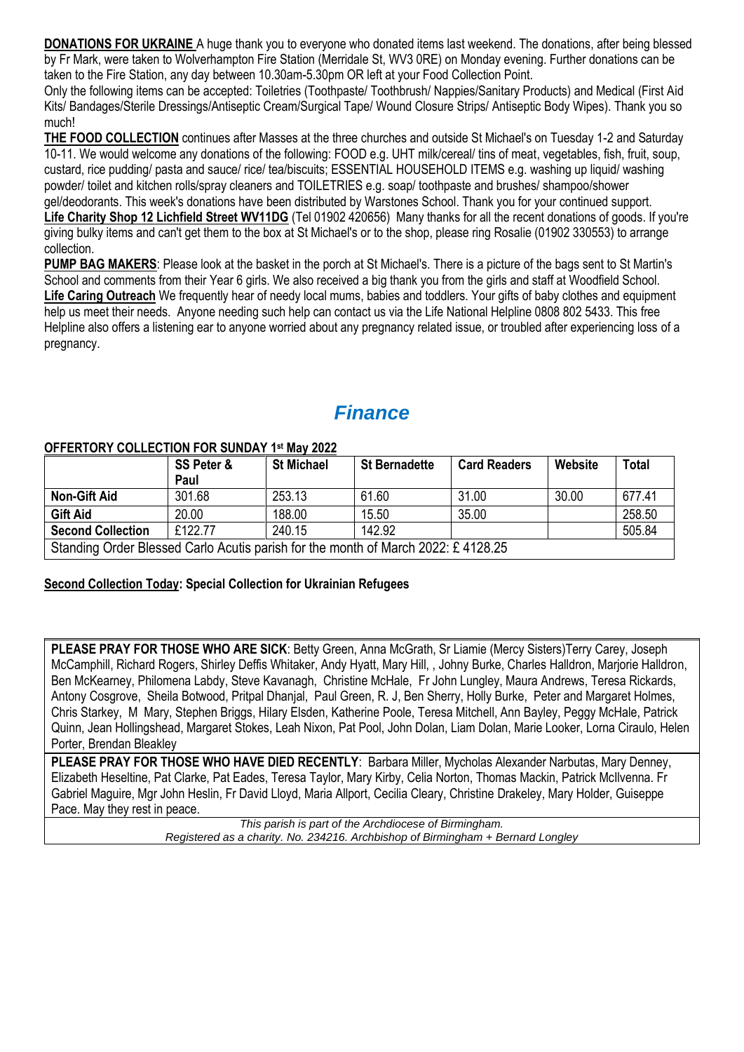**DONATIONS FOR UKRAINE** A huge thank you to everyone who donated items last weekend. The donations, after being blessed by Fr Mark, were taken to Wolverhampton Fire Station (Merridale St, WV3 0RE) on Monday evening. Further donations can be taken to the Fire Station, any day between 10.30am-5.30pm OR left at your Food Collection Point.

Only the following items can be accepted: Toiletries (Toothpaste/ Toothbrush/ Nappies/Sanitary Products) and Medical (First Aid Kits/ Bandages/Sterile Dressings/Antiseptic Cream/Surgical Tape/ Wound Closure Strips/ Antiseptic Body Wipes). Thank you so much!

**THE FOOD COLLECTION** continues after Masses at the three churches and outside St Michael's on Tuesday 1-2 and Saturday 10-11. We would welcome any donations of the following: FOOD e.g. UHT milk/cereal/ tins of meat, vegetables, fish, fruit, soup, custard, rice pudding/ pasta and sauce/ rice/ tea/biscuits; ESSENTIAL HOUSEHOLD ITEMS e.g. washing up liquid/ washing powder/ toilet and kitchen rolls/spray cleaners and TOILETRIES e.g. soap/ toothpaste and brushes/ shampoo/shower gel/deodorants. This week's donations have been distributed by Warstones School. Thank you for your continued support.

**Life Charity Shop 12 Lichfield Street WV11DG** (Tel 01902 420656) Many thanks for all the recent donations of goods. If you're giving bulky items and can't get them to the box at St Michael's or to the shop, please ring Rosalie (01902 330553) to arrange collection.

**PUMP BAG MAKERS**: Please look at the basket in the porch at St Michael's. There is a picture of the bags sent to St Martin's School and comments from their Year 6 girls. We also received a big thank you from the girls and staff at Woodfield School.

**Life Caring Outreach** We frequently hear of needy local mums, babies and toddlers. Your gifts of baby clothes and equipment help us meet their needs. Anyone needing such help can contact us via the Life National Helpline 0808 802 5433. This free Helpline also offers a listening ear to anyone worried about any pregnancy related issue, or troubled after experiencing loss of a pregnancy.

## *Finance*

**OFFERTORY COLLECTION FOR SUNDAY 1st May 2022**

| | SS Peter & Paul | St Michael | St Bernadette | Card Readers | Website | Total |
|---|---|---|---|---|---|---|
| **Non-Gift Aid** | 301.68 | 253.13 | 61.60 | 31.00 | 30.00 | 677.41 |
| **Gift Aid** | 20.00 | 188.00 | 15.50 | 35.00 | | 258.50 |
| **Second Collection** | £122.77 | 240.15 | 142.92 | | | 505.84 |
| Standing Order Blessed Carlo Acutis parish for the month of March 2022: £ 4128.25 | | | | | | |

**Second Collection Today: Special Collection for Ukrainian Refugees**

**PLEASE PRAY FOR THOSE WHO ARE SICK**: Betty Green, Anna McGrath, Sr Liamie (Mercy Sisters)Terry Carey, Joseph McCamphill, Richard Rogers, Shirley Deffis Whitaker, Andy Hyatt, Mary Hill, , Johny Burke, Charles Halldron, Marjorie Halldron, Ben McKearney, Philomena Labdy, Steve Kavanagh, Christine McHale, Fr John Lungley, Maura Andrews, Teresa Rickards, Antony Cosgrove, Sheila Botwood, Pritpal Dhanjal, Paul Green, R. J, Ben Sherry, Holly Burke, Peter and Margaret Holmes, Chris Starkey, M Mary, Stephen Briggs, Hilary Elsden, Katherine Poole, Teresa Mitchell, Ann Bayley, Peggy McHale, Patrick Quinn, Jean Hollingshead, Margaret Stokes, Leah Nixon, Pat Pool, John Dolan, Liam Dolan, Marie Looker, Lorna Ciraulo, Helen Porter, Brendan Bleakley

**PLEASE PRAY FOR THOSE WHO HAVE DIED RECENTLY**: Barbara Miller, Mycholas Alexander Narbutas, Mary Denney, Elizabeth Heseltine, Pat Clarke, Pat Eades, Teresa Taylor, Mary Kirby, Celia Norton, Thomas Mackin, Patrick McIlvenna. Fr Gabriel Maguire, Mgr John Heslin, Fr David Lloyd, Maria Allport, Cecilia Cleary, Christine Drakeley, Mary Holder, Guiseppe Pace. May they rest in peace.

*This parish is part of the Archdiocese of Birmingham.*
*Registered as a charity. No. 234216. Archbishop of Birmingham + Bernard Longley*